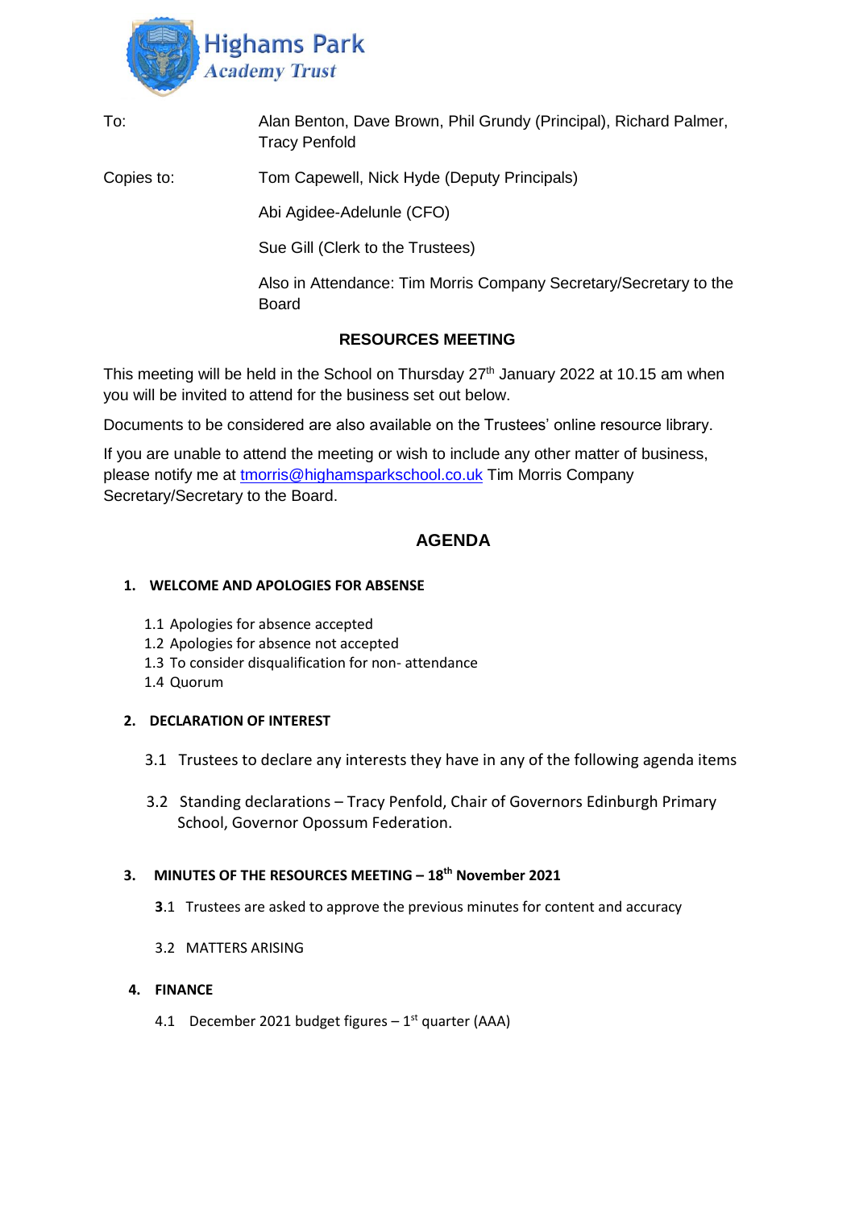Highams Park
*Academy Trust*

To: Alan Benton, Dave Brown, Phil Grundy (Principal), Richard Palmer, Tracy Penfold

Copies to: Tom Capewell, Nick Hyde (Deputy Principals)

Abi Agidee-Adelunle (CFO)

Sue Gill (Clerk to the Trustees)

Also in Attendance: Tim Morris Company Secretary/Secretary to the Board

**RESOURCES MEETING**

This meeting will be held in the School on Thursday 27th January 2022 at 10.15 am when you will be invited to attend for the business set out below.

Documents to be considered are also available on the Trustees' online resource library.

If you are unable to attend the meeting or wish to include any other matter of business, please notify me at tmorris@highamsparkschool.co.uk Tim Morris Company Secretary/Secretary to the Board.

## AGENDA

**1. WELCOME AND APOLOGIES FOR ABSENSE**

1.1 Apologies for absence accepted
1.2 Apologies for absence not accepted
1.3 To consider disqualification for non- attendance
1.4 Quorum

**2. DECLARATION OF INTEREST**

3.1 Trustees to declare any interests they have in any of the following agenda items

3.2 Standing declarations – Tracy Penfold, Chair of Governors Edinburgh Primary School, Governor Opossum Federation.

**3. MINUTES OF THE RESOURCES MEETING – 18th November 2021**

**3**.1 Trustees are asked to approve the previous minutes for content and accuracy

3.2 MATTERS ARISING

**4. FINANCE**

4.1 December 2021 budget figures – 1st quarter (AAA)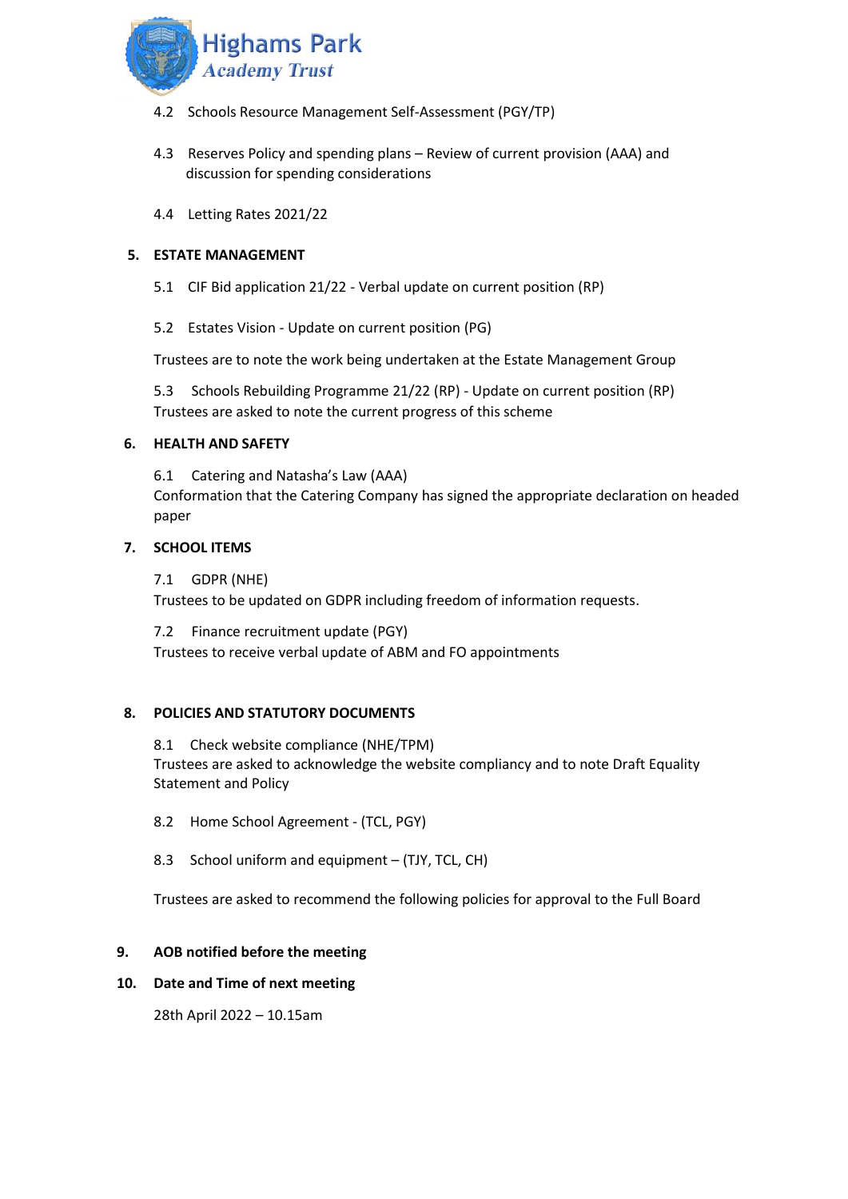4.2 Schools Resource Management Self-Assessment (PGY/TP)

4.3 Reserves Policy and spending plans – Review of current provision (AAA) and discussion for spending considerations

4.4 Letting Rates 2021/22

## 5. ESTATE MANAGEMENT

5.1 CIF Bid application 21/22 - Verbal update on current position (RP)

5.2 Estates Vision - Update on current position (PG)

Trustees are to note the work being undertaken at the Estate Management Group

5.3 Schools Rebuilding Programme 21/22 (RP) - Update on current position (RP)
Trustees are asked to note the current progress of this scheme

## 6. HEALTH AND SAFETY

6.1 Catering and Natasha's Law (AAA)
Conformation that the Catering Company has signed the appropriate declaration on headed paper

## 7. SCHOOL ITEMS

7.1 GDPR (NHE)
Trustees to be updated on GDPR including freedom of information requests.

7.2 Finance recruitment update (PGY)
Trustees to receive verbal update of ABM and FO appointments

## 8. POLICIES AND STATUTORY DOCUMENTS

8.1 Check website compliance (NHE/TPM)
Trustees are asked to acknowledge the website compliancy and to note Draft Equality Statement and Policy

8.2 Home School Agreement - (TCL, PGY)

8.3 School uniform and equipment – (TJY, TCL, CH)

Trustees are asked to recommend the following policies for approval to the Full Board

## 9. AOB notified before the meeting

## 10. Date and Time of next meeting

28th April 2022 – 10.15am